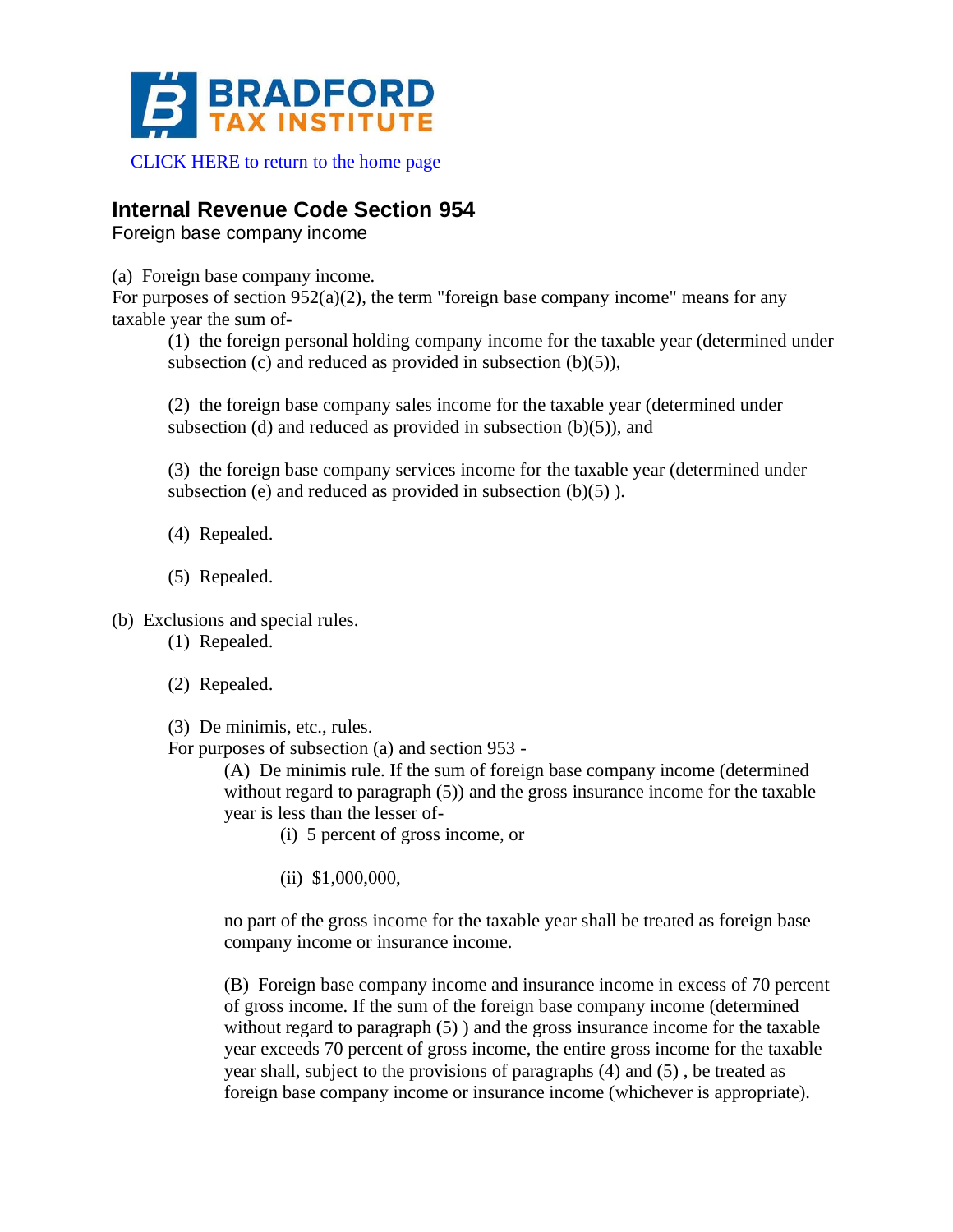BRADFORD TAX INSTITUTE

CLICK HERE to return to the home page

## Internal Revenue Code Section 954

Foreign base company income

(a) Foreign base company income.

For purposes of section 952(a)(2), the term "foreign base company income" means for any taxable year the sum of-

> (1) the foreign personal holding company income for the taxable year (determined under subsection (c) and reduced as provided in subsection (b)(5)),
>
> (2) the foreign base company sales income for the taxable year (determined under subsection (d) and reduced as provided in subsection (b)(5)), and
>
> (3) the foreign base company services income for the taxable year (determined under subsection (e) and reduced as provided in subsection (b)(5) ).
>
> (4) Repealed.
>
> (5) Repealed.

(b) Exclusions and special rules.

> (1) Repealed.
>
> (2) Repealed.
>
> (3) De minimis, etc., rules.
>
> For purposes of subsection (a) and section 953 -
>
> > (A) De minimis rule. If the sum of foreign base company income (determined without regard to paragraph (5)) and the gross insurance income for the taxable year is less than the lesser of-
> >
> > > (i) 5 percent of gross income, or
> > >
> > > (ii) $1,000,000,
> >
> > no part of the gross income for the taxable year shall be treated as foreign base company income or insurance income.
> >
> > (B) Foreign base company income and insurance income in excess of 70 percent of gross income. If the sum of the foreign base company income (determined without regard to paragraph (5) ) and the gross insurance income for the taxable year exceeds 70 percent of gross income, the entire gross income for the taxable year shall, subject to the provisions of paragraphs (4) and (5) , be treated as foreign base company income or insurance income (whichever is appropriate).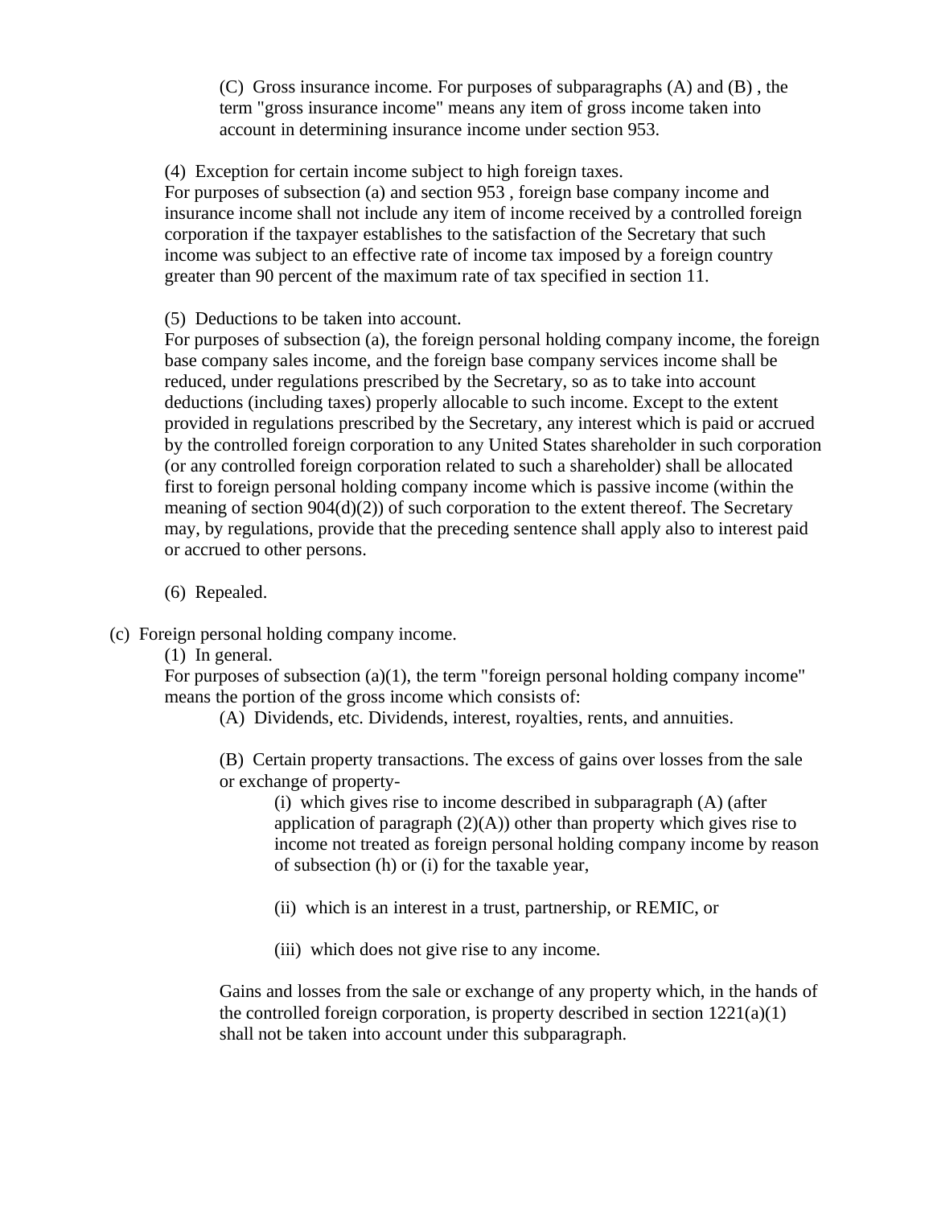(C) Gross insurance income. For purposes of subparagraphs (A) and (B) , the term "gross insurance income" means any item of gross income taken into account in determining insurance income under section 953.

(4) Exception for certain income subject to high foreign taxes.
For purposes of subsection (a) and section 953 , foreign base company income and insurance income shall not include any item of income received by a controlled foreign corporation if the taxpayer establishes to the satisfaction of the Secretary that such income was subject to an effective rate of income tax imposed by a foreign country greater than 90 percent of the maximum rate of tax specified in section 11.

(5) Deductions to be taken into account.
For purposes of subsection (a), the foreign personal holding company income, the foreign base company sales income, and the foreign base company services income shall be reduced, under regulations prescribed by the Secretary, so as to take into account deductions (including taxes) properly allocable to such income. Except to the extent provided in regulations prescribed by the Secretary, any interest which is paid or accrued by the controlled foreign corporation to any United States shareholder in such corporation (or any controlled foreign corporation related to such a shareholder) shall be allocated first to foreign personal holding company income which is passive income (within the meaning of section 904(d)(2)) of such corporation to the extent thereof. The Secretary may, by regulations, provide that the preceding sentence shall apply also to interest paid or accrued to other persons.

(6) Repealed.

(c) Foreign personal holding company income.

(1) In general.
For purposes of subsection (a)(1), the term "foreign personal holding company income" means the portion of the gross income which consists of:

(A) Dividends, etc. Dividends, interest, royalties, rents, and annuities.

(B) Certain property transactions. The excess of gains over losses from the sale or exchange of property-

(i) which gives rise to income described in subparagraph (A) (after application of paragraph (2)(A)) other than property which gives rise to income not treated as foreign personal holding company income by reason of subsection (h) or (i) for the taxable year,

(ii) which is an interest in a trust, partnership, or REMIC, or

(iii) which does not give rise to any income.

Gains and losses from the sale or exchange of any property which, in the hands of the controlled foreign corporation, is property described in section 1221(a)(1) shall not be taken into account under this subparagraph.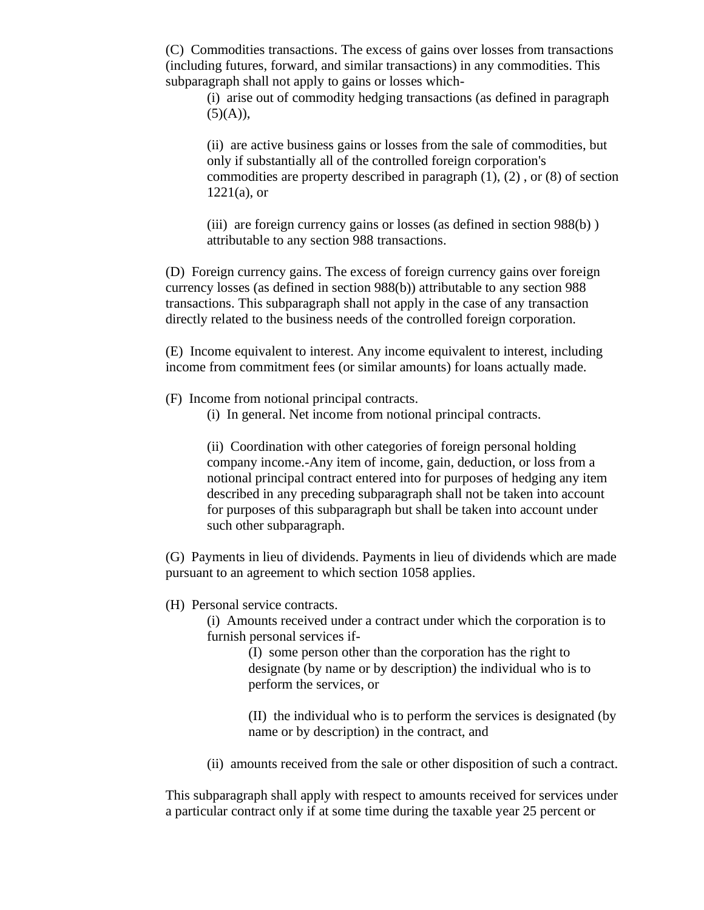(C) Commodities transactions. The excess of gains over losses from transactions (including futures, forward, and similar transactions) in any commodities. This subparagraph shall not apply to gains or losses which-

> (i) arise out of commodity hedging transactions (as defined in paragraph (5)(A)),
>
> (ii) are active business gains or losses from the sale of commodities, but only if substantially all of the controlled foreign corporation's commodities are property described in paragraph (1), (2) , or (8) of section 1221(a), or
>
> (iii) are foreign currency gains or losses (as defined in section 988(b) ) attributable to any section 988 transactions.

(D) Foreign currency gains. The excess of foreign currency gains over foreign currency losses (as defined in section 988(b)) attributable to any section 988 transactions. This subparagraph shall not apply in the case of any transaction directly related to the business needs of the controlled foreign corporation.

(E) Income equivalent to interest. Any income equivalent to interest, including income from commitment fees (or similar amounts) for loans actually made.

(F) Income from notional principal contracts.

> (i) In general. Net income from notional principal contracts.
>
> (ii) Coordination with other categories of foreign personal holding company income.-Any item of income, gain, deduction, or loss from a notional principal contract entered into for purposes of hedging any item described in any preceding subparagraph shall not be taken into account for purposes of this subparagraph but shall be taken into account under such other subparagraph.

(G) Payments in lieu of dividends. Payments in lieu of dividends which are made pursuant to an agreement to which section 1058 applies.

(H) Personal service contracts.

> (i) Amounts received under a contract under which the corporation is to furnish personal services if-
>
> > (I) some person other than the corporation has the right to designate (by name or by description) the individual who is to perform the services, or
> >
> > (II) the individual who is to perform the services is designated (by name or by description) in the contract, and
>
> (ii) amounts received from the sale or other disposition of such a contract.

This subparagraph shall apply with respect to amounts received for services under a particular contract only if at some time during the taxable year 25 percent or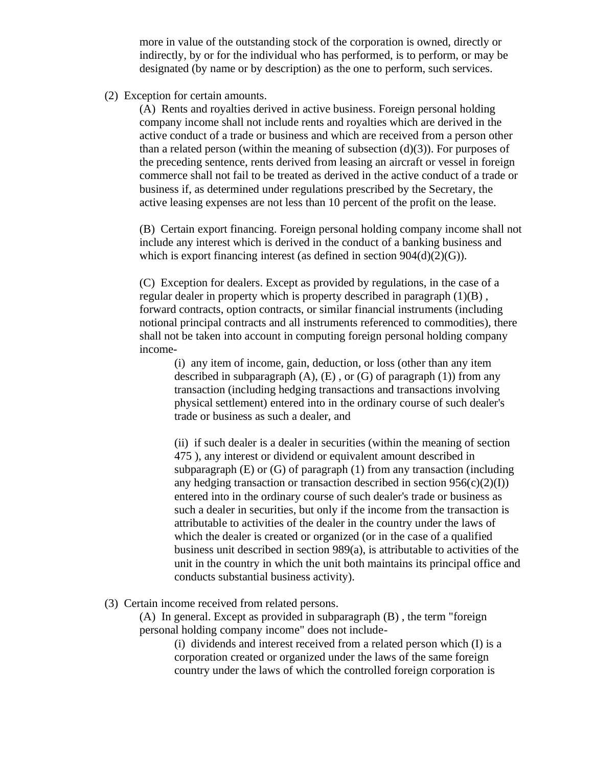more in value of the outstanding stock of the corporation is owned, directly or indirectly, by or for the individual who has performed, is to perform, or may be designated (by name or by description) as the one to perform, such services.

(2) Exception for certain amounts.

(A) Rents and royalties derived in active business. Foreign personal holding company income shall not include rents and royalties which are derived in the active conduct of a trade or business and which are received from a person other than a related person (within the meaning of subsection (d)(3)). For purposes of the preceding sentence, rents derived from leasing an aircraft or vessel in foreign commerce shall not fail to be treated as derived in the active conduct of a trade or business if, as determined under regulations prescribed by the Secretary, the active leasing expenses are not less than 10 percent of the profit on the lease.

(B) Certain export financing. Foreign personal holding company income shall not include any interest which is derived in the conduct of a banking business and which is export financing interest (as defined in section 904(d)(2)(G)).

(C) Exception for dealers. Except as provided by regulations, in the case of a regular dealer in property which is property described in paragraph (1)(B) , forward contracts, option contracts, or similar financial instruments (including notional principal contracts and all instruments referenced to commodities), there shall not be taken into account in computing foreign personal holding company income-

(i) any item of income, gain, deduction, or loss (other than any item described in subparagraph (A), (E) , or (G) of paragraph (1)) from any transaction (including hedging transactions and transactions involving physical settlement) entered into in the ordinary course of such dealer's trade or business as such a dealer, and

(ii) if such dealer is a dealer in securities (within the meaning of section 475 ), any interest or dividend or equivalent amount described in subparagraph (E) or (G) of paragraph (1) from any transaction (including any hedging transaction or transaction described in section 956(c)(2)(I)) entered into in the ordinary course of such dealer's trade or business as such a dealer in securities, but only if the income from the transaction is attributable to activities of the dealer in the country under the laws of which the dealer is created or organized (or in the case of a qualified business unit described in section 989(a), is attributable to activities of the unit in the country in which the unit both maintains its principal office and conducts substantial business activity).

(3) Certain income received from related persons.

(A) In general. Except as provided in subparagraph (B) , the term "foreign personal holding company income" does not include-

(i) dividends and interest received from a related person which (I) is a corporation created or organized under the laws of the same foreign country under the laws of which the controlled foreign corporation is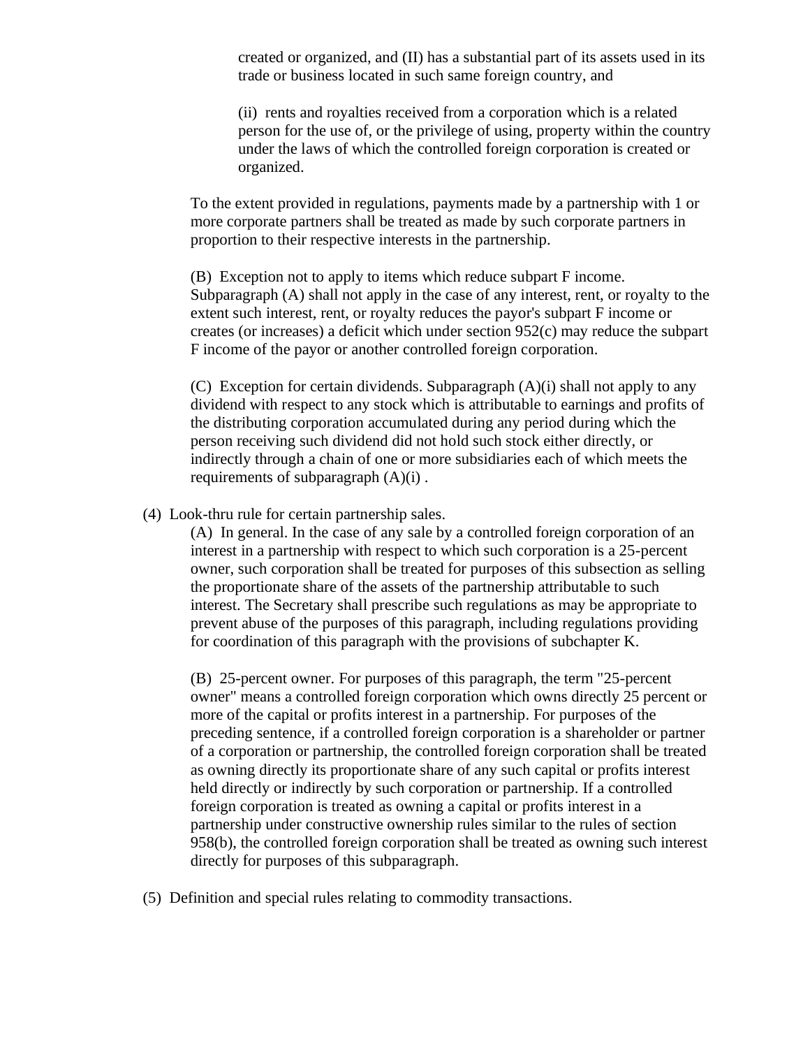created or organized, and (II) has a substantial part of its assets used in its trade or business located in such same foreign country, and

(ii) rents and royalties received from a corporation which is a related person for the use of, or the privilege of using, property within the country under the laws of which the controlled foreign corporation is created or organized.

To the extent provided in regulations, payments made by a partnership with 1 or more corporate partners shall be treated as made by such corporate partners in proportion to their respective interests in the partnership.

(B) Exception not to apply to items which reduce subpart F income. Subparagraph (A) shall not apply in the case of any interest, rent, or royalty to the extent such interest, rent, or royalty reduces the payor's subpart F income or creates (or increases) a deficit which under section 952(c) may reduce the subpart F income of the payor or another controlled foreign corporation.

(C) Exception for certain dividends. Subparagraph (A)(i) shall not apply to any dividend with respect to any stock which is attributable to earnings and profits of the distributing corporation accumulated during any period during which the person receiving such dividend did not hold such stock either directly, or indirectly through a chain of one or more subsidiaries each of which meets the requirements of subparagraph (A)(i) .

(4) Look-thru rule for certain partnership sales.

(A) In general. In the case of any sale by a controlled foreign corporation of an interest in a partnership with respect to which such corporation is a 25-percent owner, such corporation shall be treated for purposes of this subsection as selling the proportionate share of the assets of the partnership attributable to such interest. The Secretary shall prescribe such regulations as may be appropriate to prevent abuse of the purposes of this paragraph, including regulations providing for coordination of this paragraph with the provisions of subchapter K.

(B) 25-percent owner. For purposes of this paragraph, the term "25-percent owner" means a controlled foreign corporation which owns directly 25 percent or more of the capital or profits interest in a partnership. For purposes of the preceding sentence, if a controlled foreign corporation is a shareholder or partner of a corporation or partnership, the controlled foreign corporation shall be treated as owning directly its proportionate share of any such capital or profits interest held directly or indirectly by such corporation or partnership. If a controlled foreign corporation is treated as owning a capital or profits interest in a partnership under constructive ownership rules similar to the rules of section 958(b), the controlled foreign corporation shall be treated as owning such interest directly for purposes of this subparagraph.

(5) Definition and special rules relating to commodity transactions.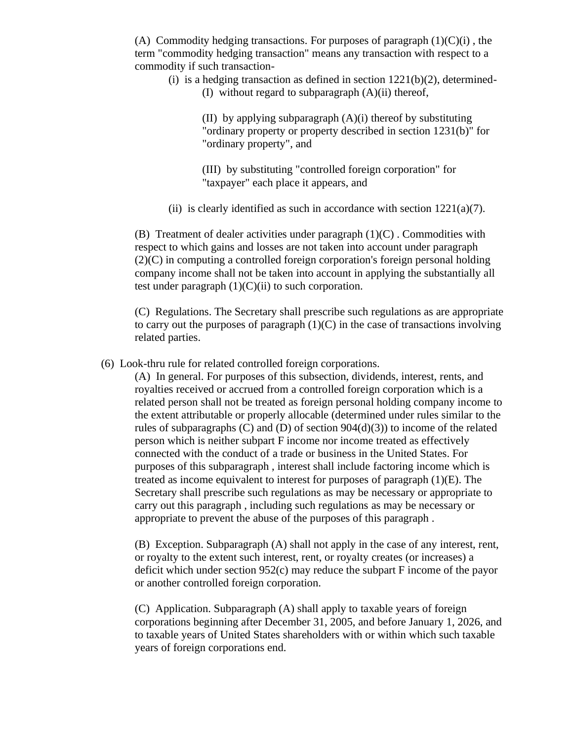(A) Commodity hedging transactions. For purposes of paragraph (1)(C)(i) , the term "commodity hedging transaction" means any transaction with respect to a commodity if such transaction-

- (i) is a hedging transaction as defined in section 1221(b)(2), determined-
  - (I) without regard to subparagraph (A)(ii) thereof,
  - (II) by applying subparagraph (A)(i) thereof by substituting "ordinary property or property described in section 1231(b)" for "ordinary property", and
  - (III) by substituting "controlled foreign corporation" for "taxpayer" each place it appears, and
- (ii) is clearly identified as such in accordance with section 1221(a)(7).

(B) Treatment of dealer activities under paragraph (1)(C) . Commodities with respect to which gains and losses are not taken into account under paragraph (2)(C) in computing a controlled foreign corporation's foreign personal holding company income shall not be taken into account in applying the substantially all test under paragraph (1)(C)(ii) to such corporation.

(C) Regulations. The Secretary shall prescribe such regulations as are appropriate to carry out the purposes of paragraph (1)(C) in the case of transactions involving related parties.

(6) Look-thru rule for related controlled foreign corporations.

(A) In general. For purposes of this subsection, dividends, interest, rents, and royalties received or accrued from a controlled foreign corporation which is a related person shall not be treated as foreign personal holding company income to the extent attributable or properly allocable (determined under rules similar to the rules of subparagraphs (C) and (D) of section 904(d)(3)) to income of the related person which is neither subpart F income nor income treated as effectively connected with the conduct of a trade or business in the United States. For purposes of this subparagraph , interest shall include factoring income which is treated as income equivalent to interest for purposes of paragraph (1)(E). The Secretary shall prescribe such regulations as may be necessary or appropriate to carry out this paragraph , including such regulations as may be necessary or appropriate to prevent the abuse of the purposes of this paragraph .

(B) Exception. Subparagraph (A) shall not apply in the case of any interest, rent, or royalty to the extent such interest, rent, or royalty creates (or increases) a deficit which under section 952(c) may reduce the subpart F income of the payor or another controlled foreign corporation.

(C) Application. Subparagraph (A) shall apply to taxable years of foreign corporations beginning after December 31, 2005, and before January 1, 2026, and to taxable years of United States shareholders with or within which such taxable years of foreign corporations end.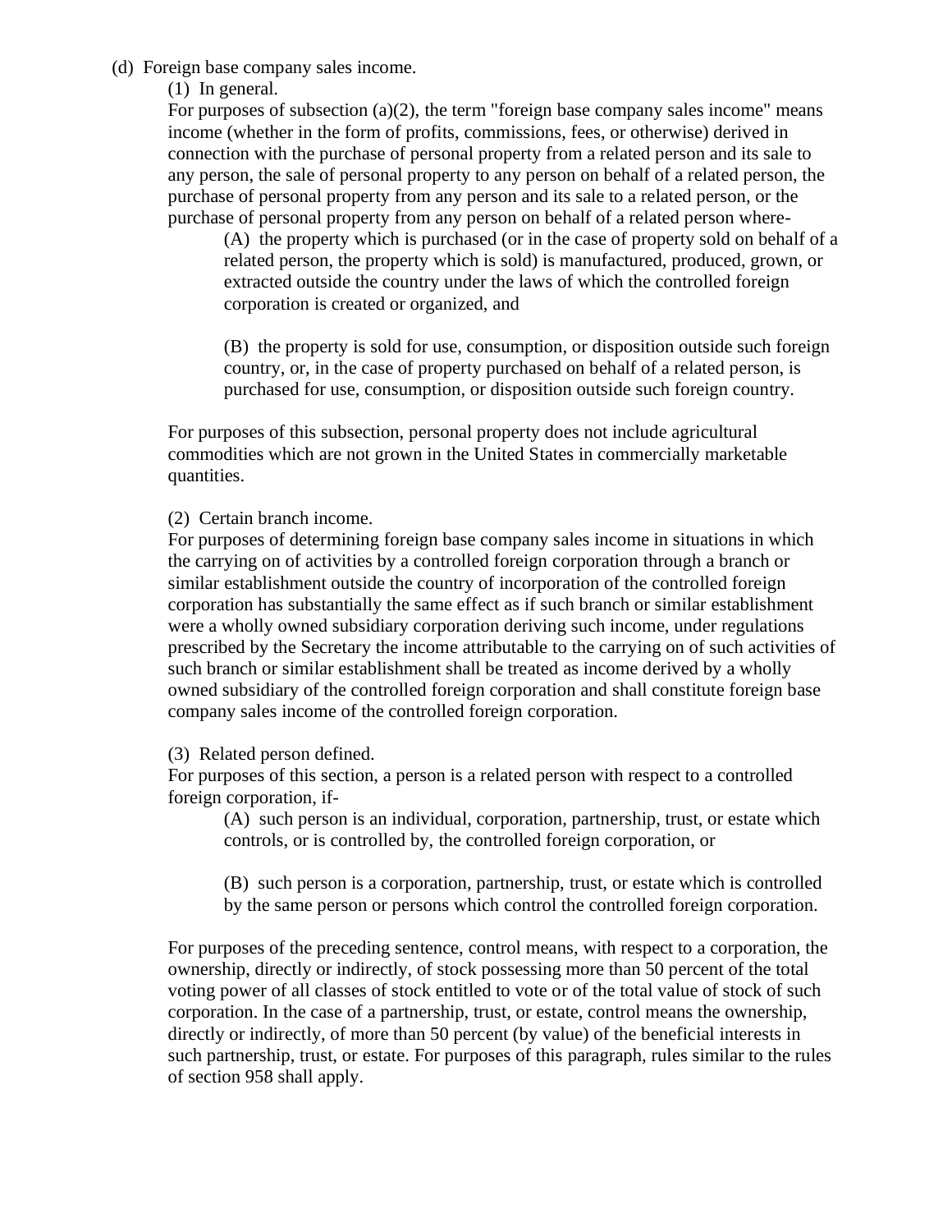(d) Foreign base company sales income.

(1) In general.

For purposes of subsection (a)(2), the term "foreign base company sales income" means income (whether in the form of profits, commissions, fees, or otherwise) derived in connection with the purchase of personal property from a related person and its sale to any person, the sale of personal property to any person on behalf of a related person, the purchase of personal property from any person and its sale to a related person, or the purchase of personal property from any person on behalf of a related person where-

(A) the property which is purchased (or in the case of property sold on behalf of a related person, the property which is sold) is manufactured, produced, grown, or extracted outside the country under the laws of which the controlled foreign corporation is created or organized, and

(B) the property is sold for use, consumption, or disposition outside such foreign country, or, in the case of property purchased on behalf of a related person, is purchased for use, consumption, or disposition outside such foreign country.

For purposes of this subsection, personal property does not include agricultural commodities which are not grown in the United States in commercially marketable quantities.

(2) Certain branch income.

For purposes of determining foreign base company sales income in situations in which the carrying on of activities by a controlled foreign corporation through a branch or similar establishment outside the country of incorporation of the controlled foreign corporation has substantially the same effect as if such branch or similar establishment were a wholly owned subsidiary corporation deriving such income, under regulations prescribed by the Secretary the income attributable to the carrying on of such activities of such branch or similar establishment shall be treated as income derived by a wholly owned subsidiary of the controlled foreign corporation and shall constitute foreign base company sales income of the controlled foreign corporation.

(3) Related person defined.

For purposes of this section, a person is a related person with respect to a controlled foreign corporation, if-

(A) such person is an individual, corporation, partnership, trust, or estate which controls, or is controlled by, the controlled foreign corporation, or

(B) such person is a corporation, partnership, trust, or estate which is controlled by the same person or persons which control the controlled foreign corporation.

For purposes of the preceding sentence, control means, with respect to a corporation, the ownership, directly or indirectly, of stock possessing more than 50 percent of the total voting power of all classes of stock entitled to vote or of the total value of stock of such corporation. In the case of a partnership, trust, or estate, control means the ownership, directly or indirectly, of more than 50 percent (by value) of the beneficial interests in such partnership, trust, or estate. For purposes of this paragraph, rules similar to the rules of section 958 shall apply.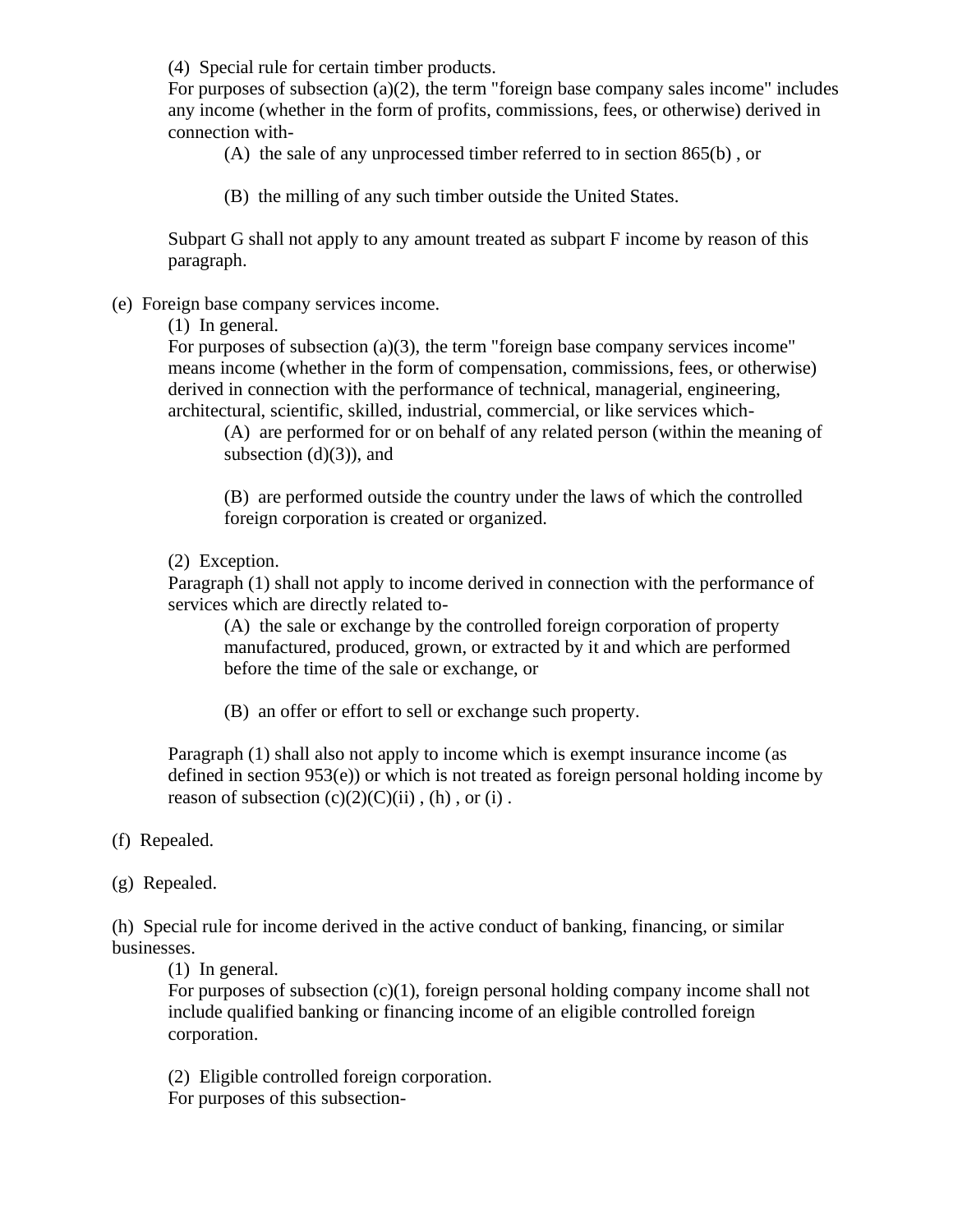(4) Special rule for certain timber products.

For purposes of subsection (a)(2), the term "foreign base company sales income" includes any income (whether in the form of profits, commissions, fees, or otherwise) derived in connection with-

(A) the sale of any unprocessed timber referred to in section 865(b) , or

(B) the milling of any such timber outside the United States.

Subpart G shall not apply to any amount treated as subpart F income by reason of this paragraph.

(e) Foreign base company services income.

(1) In general.

For purposes of subsection (a)(3), the term "foreign base company services income" means income (whether in the form of compensation, commissions, fees, or otherwise) derived in connection with the performance of technical, managerial, engineering, architectural, scientific, skilled, industrial, commercial, or like services which-

(A) are performed for or on behalf of any related person (within the meaning of subsection (d)(3)), and

(B) are performed outside the country under the laws of which the controlled foreign corporation is created or organized.

(2) Exception.

Paragraph (1) shall not apply to income derived in connection with the performance of services which are directly related to-

(A) the sale or exchange by the controlled foreign corporation of property manufactured, produced, grown, or extracted by it and which are performed before the time of the sale or exchange, or

(B) an offer or effort to sell or exchange such property.

Paragraph (1) shall also not apply to income which is exempt insurance income (as defined in section 953(e)) or which is not treated as foreign personal holding income by reason of subsection (c)(2)(C)(ii) , (h) , or (i) .

(f) Repealed.

(g) Repealed.

(h) Special rule for income derived in the active conduct of banking, financing, or similar businesses.

(1) In general.

For purposes of subsection (c)(1), foreign personal holding company income shall not include qualified banking or financing income of an eligible controlled foreign corporation.

(2) Eligible controlled foreign corporation.

For purposes of this subsection-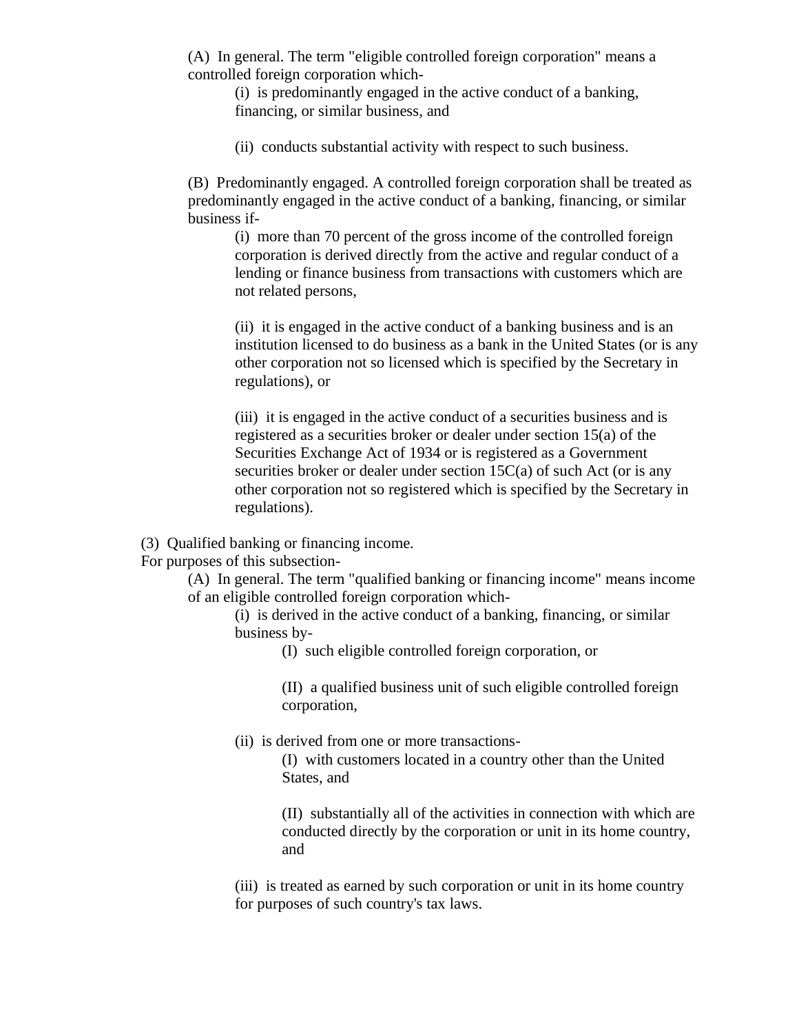(A) In general. The term "eligible controlled foreign corporation" means a controlled foreign corporation which-

(i) is predominantly engaged in the active conduct of a banking, financing, or similar business, and

(ii) conducts substantial activity with respect to such business.

(B) Predominantly engaged. A controlled foreign corporation shall be treated as predominantly engaged in the active conduct of a banking, financing, or similar business if-

(i) more than 70 percent of the gross income of the controlled foreign corporation is derived directly from the active and regular conduct of a lending or finance business from transactions with customers which are not related persons,

(ii) it is engaged in the active conduct of a banking business and is an institution licensed to do business as a bank in the United States (or is any other corporation not so licensed which is specified by the Secretary in regulations), or

(iii) it is engaged in the active conduct of a securities business and is registered as a securities broker or dealer under section 15(a) of the Securities Exchange Act of 1934 or is registered as a Government securities broker or dealer under section 15C(a) of such Act (or is any other corporation not so registered which is specified by the Secretary in regulations).

(3) Qualified banking or financing income.

For purposes of this subsection-

(A) In general. The term "qualified banking or financing income" means income of an eligible controlled foreign corporation which-

(i) is derived in the active conduct of a banking, financing, or similar business by-

(I) such eligible controlled foreign corporation, or

(II) a qualified business unit of such eligible controlled foreign corporation,

(ii) is derived from one or more transactions-

(I) with customers located in a country other than the United States, and

(II) substantially all of the activities in connection with which are conducted directly by the corporation or unit in its home country, and

(iii) is treated as earned by such corporation or unit in its home country for purposes of such country's tax laws.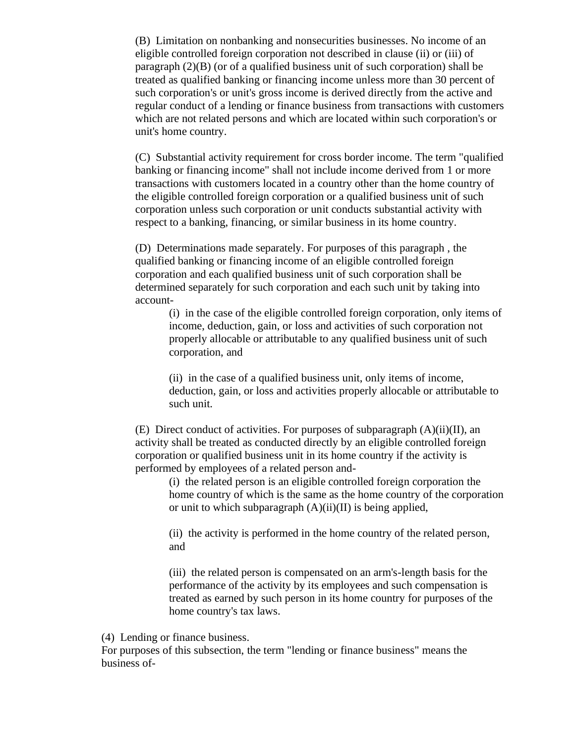(B) Limitation on nonbanking and nonsecurities businesses. No income of an eligible controlled foreign corporation not described in clause (ii) or (iii) of paragraph (2)(B) (or of a qualified business unit of such corporation) shall be treated as qualified banking or financing income unless more than 30 percent of such corporation's or unit's gross income is derived directly from the active and regular conduct of a lending or finance business from transactions with customers which are not related persons and which are located within such corporation's or unit's home country.

(C) Substantial activity requirement for cross border income. The term "qualified banking or financing income" shall not include income derived from 1 or more transactions with customers located in a country other than the home country of the eligible controlled foreign corporation or a qualified business unit of such corporation unless such corporation or unit conducts substantial activity with respect to a banking, financing, or similar business in its home country.

(D) Determinations made separately. For purposes of this paragraph , the qualified banking or financing income of an eligible controlled foreign corporation and each qualified business unit of such corporation shall be determined separately for such corporation and each such unit by taking into account-

> (i) in the case of the eligible controlled foreign corporation, only items of income, deduction, gain, or loss and activities of such corporation not properly allocable or attributable to any qualified business unit of such corporation, and
>
> (ii) in the case of a qualified business unit, only items of income, deduction, gain, or loss and activities properly allocable or attributable to such unit.

(E) Direct conduct of activities. For purposes of subparagraph (A)(ii)(II), an activity shall be treated as conducted directly by an eligible controlled foreign corporation or qualified business unit in its home country if the activity is performed by employees of a related person and-

> (i) the related person is an eligible controlled foreign corporation the home country of which is the same as the home country of the corporation or unit to which subparagraph (A)(ii)(II) is being applied,
>
> (ii) the activity is performed in the home country of the related person, and
>
> (iii) the related person is compensated on an arm's-length basis for the performance of the activity by its employees and such compensation is treated as earned by such person in its home country for purposes of the home country's tax laws.

(4) Lending or finance business.
For purposes of this subsection, the term "lending or finance business" means the business of-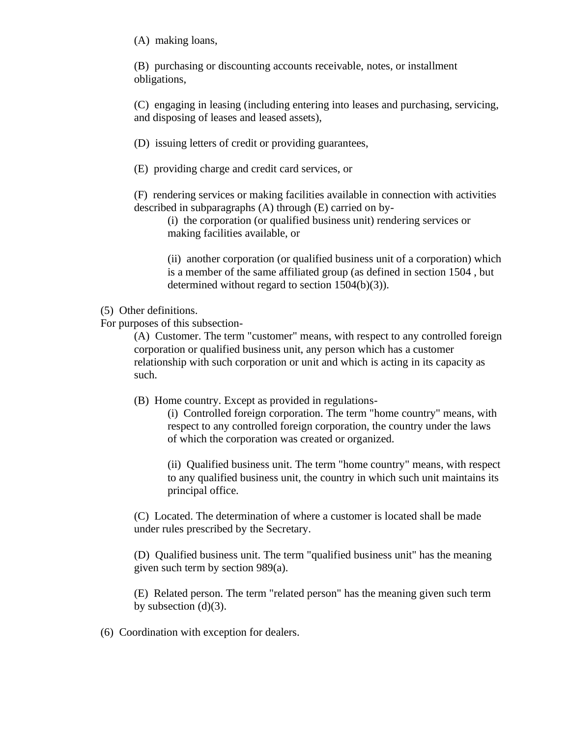(A) making loans,

(B) purchasing or discounting accounts receivable, notes, or installment obligations,

(C) engaging in leasing (including entering into leases and purchasing, servicing, and disposing of leases and leased assets),

(D) issuing letters of credit or providing guarantees,

(E) providing charge and credit card services, or

(F) rendering services or making facilities available in connection with activities described in subparagraphs (A) through (E) carried on by-

(i) the corporation (or qualified business unit) rendering services or making facilities available, or

(ii) another corporation (or qualified business unit of a corporation) which is a member of the same affiliated group (as defined in section 1504 , but determined without regard to section 1504(b)(3)).

(5) Other definitions.

For purposes of this subsection-

(A) Customer. The term "customer" means, with respect to any controlled foreign corporation or qualified business unit, any person which has a customer relationship with such corporation or unit and which is acting in its capacity as such.

(B) Home country. Except as provided in regulations-

(i) Controlled foreign corporation. The term "home country" means, with respect to any controlled foreign corporation, the country under the laws of which the corporation was created or organized.

(ii) Qualified business unit. The term "home country" means, with respect to any qualified business unit, the country in which such unit maintains its principal office.

(C) Located. The determination of where a customer is located shall be made under rules prescribed by the Secretary.

(D) Qualified business unit. The term "qualified business unit" has the meaning given such term by section 989(a).

(E) Related person. The term "related person" has the meaning given such term by subsection (d)(3).

(6) Coordination with exception for dealers.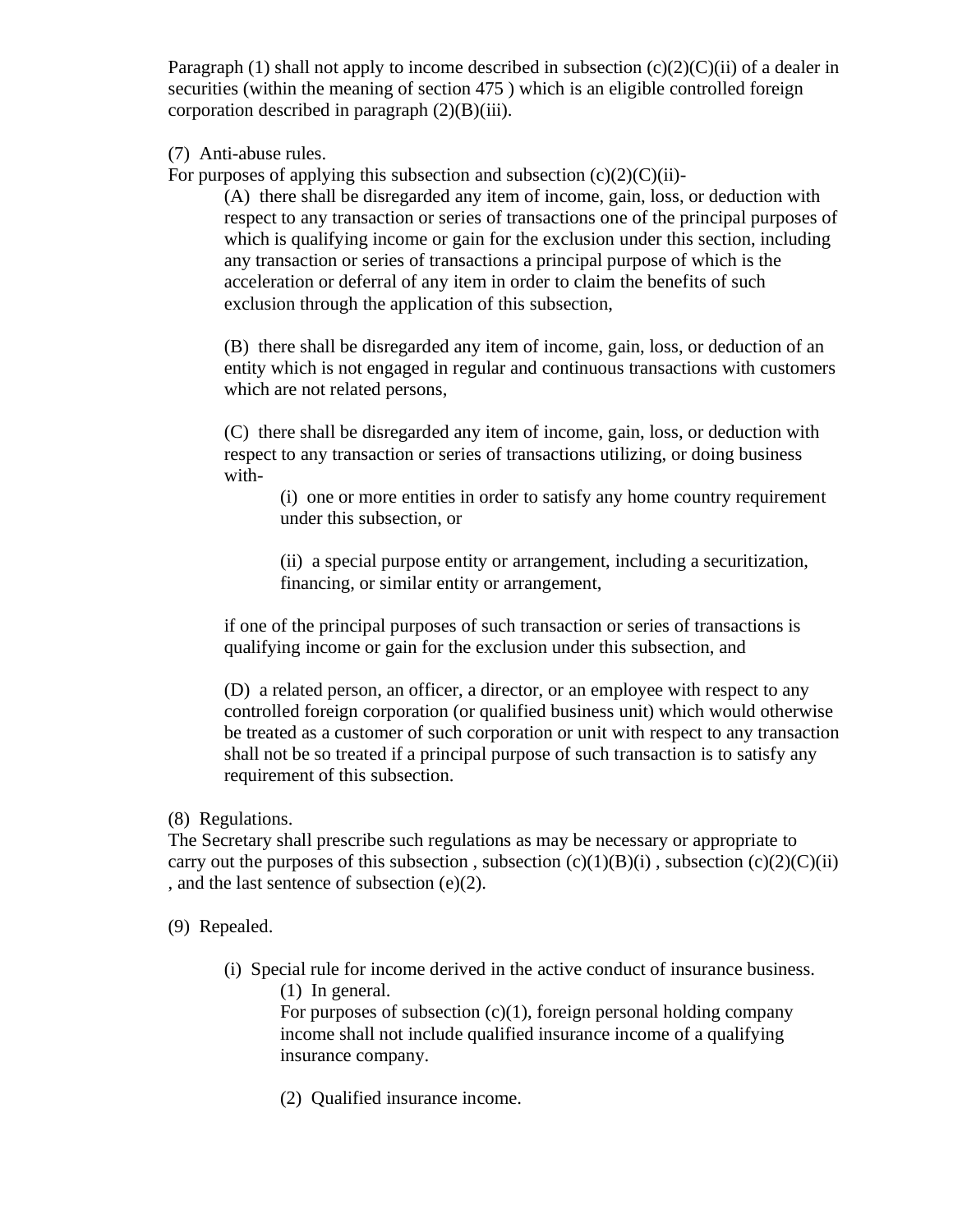Paragraph (1) shall not apply to income described in subsection (c)(2)(C)(ii) of a dealer in securities (within the meaning of section 475 ) which is an eligible controlled foreign corporation described in paragraph (2)(B)(iii).

(7) Anti-abuse rules.
For purposes of applying this subsection and subsection (c)(2)(C)(ii)-

> (A) there shall be disregarded any item of income, gain, loss, or deduction with respect to any transaction or series of transactions one of the principal purposes of which is qualifying income or gain for the exclusion under this section, including any transaction or series of transactions a principal purpose of which is the acceleration or deferral of any item in order to claim the benefits of such exclusion through the application of this subsection,
>
> (B) there shall be disregarded any item of income, gain, loss, or deduction of an entity which is not engaged in regular and continuous transactions with customers which are not related persons,
>
> (C) there shall be disregarded any item of income, gain, loss, or deduction with respect to any transaction or series of transactions utilizing, or doing business with-
>
> > (i) one or more entities in order to satisfy any home country requirement under this subsection, or
> >
> > (ii) a special purpose entity or arrangement, including a securitization, financing, or similar entity or arrangement,
>
> if one of the principal purposes of such transaction or series of transactions is qualifying income or gain for the exclusion under this subsection, and
>
> (D) a related person, an officer, a director, or an employee with respect to any controlled foreign corporation (or qualified business unit) which would otherwise be treated as a customer of such corporation or unit with respect to any transaction shall not be so treated if a principal purpose of such transaction is to satisfy any requirement of this subsection.

(8) Regulations.
The Secretary shall prescribe such regulations as may be necessary or appropriate to carry out the purposes of this subsection , subsection (c)(1)(B)(i) , subsection (c)(2)(C)(ii) , and the last sentence of subsection (e)(2).

(9) Repealed.

> (i) Special rule for income derived in the active conduct of insurance business.
>
> > (1) In general.
> > For purposes of subsection (c)(1), foreign personal holding company income shall not include qualified insurance income of a qualifying insurance company.
> >
> > (2) Qualified insurance income.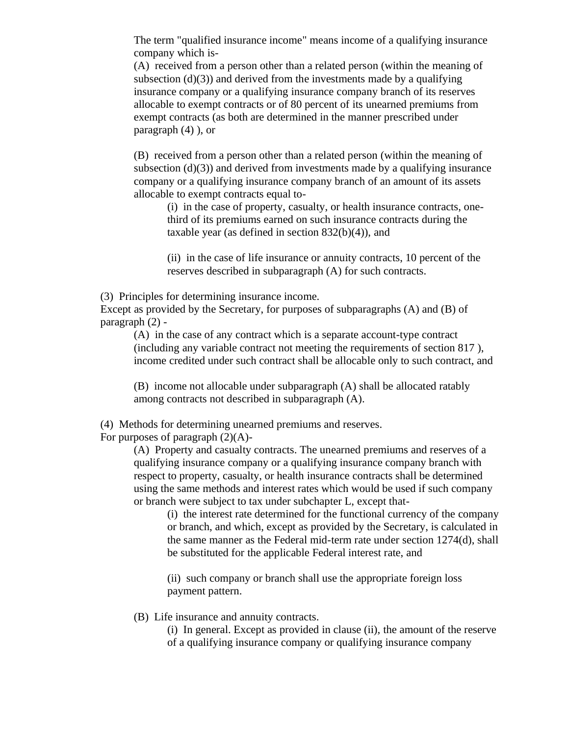The term "qualified insurance income" means income of a qualifying insurance company which is-

(A) received from a person other than a related person (within the meaning of subsection (d)(3)) and derived from the investments made by a qualifying insurance company or a qualifying insurance company branch of its reserves allocable to exempt contracts or of 80 percent of its unearned premiums from exempt contracts (as both are determined in the manner prescribed under paragraph (4) ), or

(B) received from a person other than a related person (within the meaning of subsection (d)(3)) and derived from investments made by a qualifying insurance company or a qualifying insurance company branch of an amount of its assets allocable to exempt contracts equal to-

(i) in the case of property, casualty, or health insurance contracts, one-third of its premiums earned on such insurance contracts during the taxable year (as defined in section 832(b)(4)), and

(ii) in the case of life insurance or annuity contracts, 10 percent of the reserves described in subparagraph (A) for such contracts.

(3) Principles for determining insurance income.
Except as provided by the Secretary, for purposes of subparagraphs (A) and (B) of paragraph (2) -

(A) in the case of any contract which is a separate account-type contract (including any variable contract not meeting the requirements of section 817 ), income credited under such contract shall be allocable only to such contract, and

(B) income not allocable under subparagraph (A) shall be allocated ratably among contracts not described in subparagraph (A).

(4) Methods for determining unearned premiums and reserves.
For purposes of paragraph (2)(A)-

(A) Property and casualty contracts. The unearned premiums and reserves of a qualifying insurance company or a qualifying insurance company branch with respect to property, casualty, or health insurance contracts shall be determined using the same methods and interest rates which would be used if such company or branch were subject to tax under subchapter L, except that-

(i) the interest rate determined for the functional currency of the company or branch, and which, except as provided by the Secretary, is calculated in the same manner as the Federal mid-term rate under section 1274(d), shall be substituted for the applicable Federal interest rate, and

(ii) such company or branch shall use the appropriate foreign loss payment pattern.

(B) Life insurance and annuity contracts.

(i) In general. Except as provided in clause (ii), the amount of the reserve of a qualifying insurance company or qualifying insurance company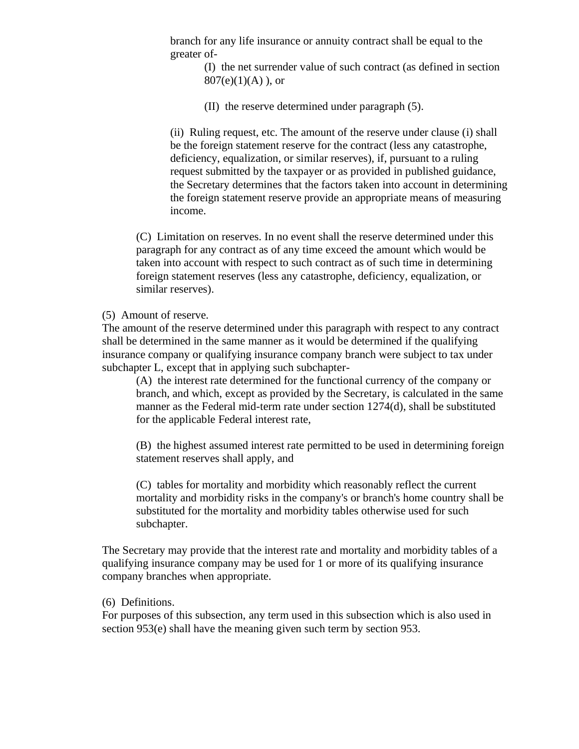branch for any life insurance or annuity contract shall be equal to the greater of-

(I) the net surrender value of such contract (as defined in section 807(e)(1)(A) ), or

(II) the reserve determined under paragraph (5).

(ii) Ruling request, etc. The amount of the reserve under clause (i) shall be the foreign statement reserve for the contract (less any catastrophe, deficiency, equalization, or similar reserves), if, pursuant to a ruling request submitted by the taxpayer or as provided in published guidance, the Secretary determines that the factors taken into account in determining the foreign statement reserve provide an appropriate means of measuring income.

(C) Limitation on reserves. In no event shall the reserve determined under this paragraph for any contract as of any time exceed the amount which would be taken into account with respect to such contract as of such time in determining foreign statement reserves (less any catastrophe, deficiency, equalization, or similar reserves).

(5) Amount of reserve.

The amount of the reserve determined under this paragraph with respect to any contract shall be determined in the same manner as it would be determined if the qualifying insurance company or qualifying insurance company branch were subject to tax under subchapter L, except that in applying such subchapter-

(A) the interest rate determined for the functional currency of the company or branch, and which, except as provided by the Secretary, is calculated in the same manner as the Federal mid-term rate under section 1274(d), shall be substituted for the applicable Federal interest rate,

(B) the highest assumed interest rate permitted to be used in determining foreign statement reserves shall apply, and

(C) tables for mortality and morbidity which reasonably reflect the current mortality and morbidity risks in the company's or branch's home country shall be substituted for the mortality and morbidity tables otherwise used for such subchapter.

The Secretary may provide that the interest rate and mortality and morbidity tables of a qualifying insurance company may be used for 1 or more of its qualifying insurance company branches when appropriate.

(6) Definitions.

For purposes of this subsection, any term used in this subsection which is also used in section 953(e) shall have the meaning given such term by section 953.